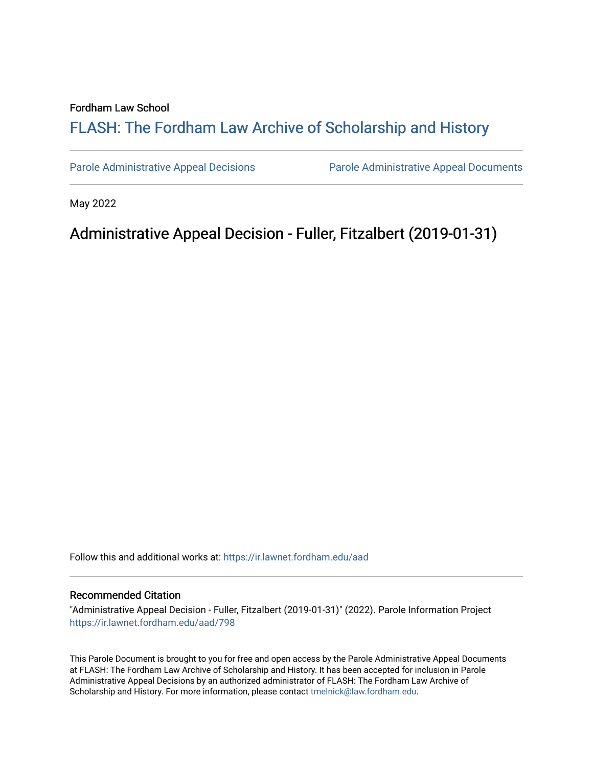Fordham Law School

# FLASH: The Fordham Law Archive of Scholarship and History

Parole Administrative Appeal Decisions | Parole Administrative Appeal Documents

May 2022

## Administrative Appeal Decision - Fuller, Fitzalbert (2019-01-31)

Follow this and additional works at: https://ir.lawnet.fordham.edu/aad

### Recommended Citation

"Administrative Appeal Decision - Fuller, Fitzalbert (2019-01-31)" (2022). Parole Information Project https://ir.lawnet.fordham.edu/aad/798

This Parole Document is brought to you for free and open access by the Parole Administrative Appeal Documents at FLASH: The Fordham Law Archive of Scholarship and History. It has been accepted for inclusion in Parole Administrative Appeal Decisions by an authorized administrator of FLASH: The Fordham Law Archive of Scholarship and History. For more information, please contact tmelnick@law.fordham.edu.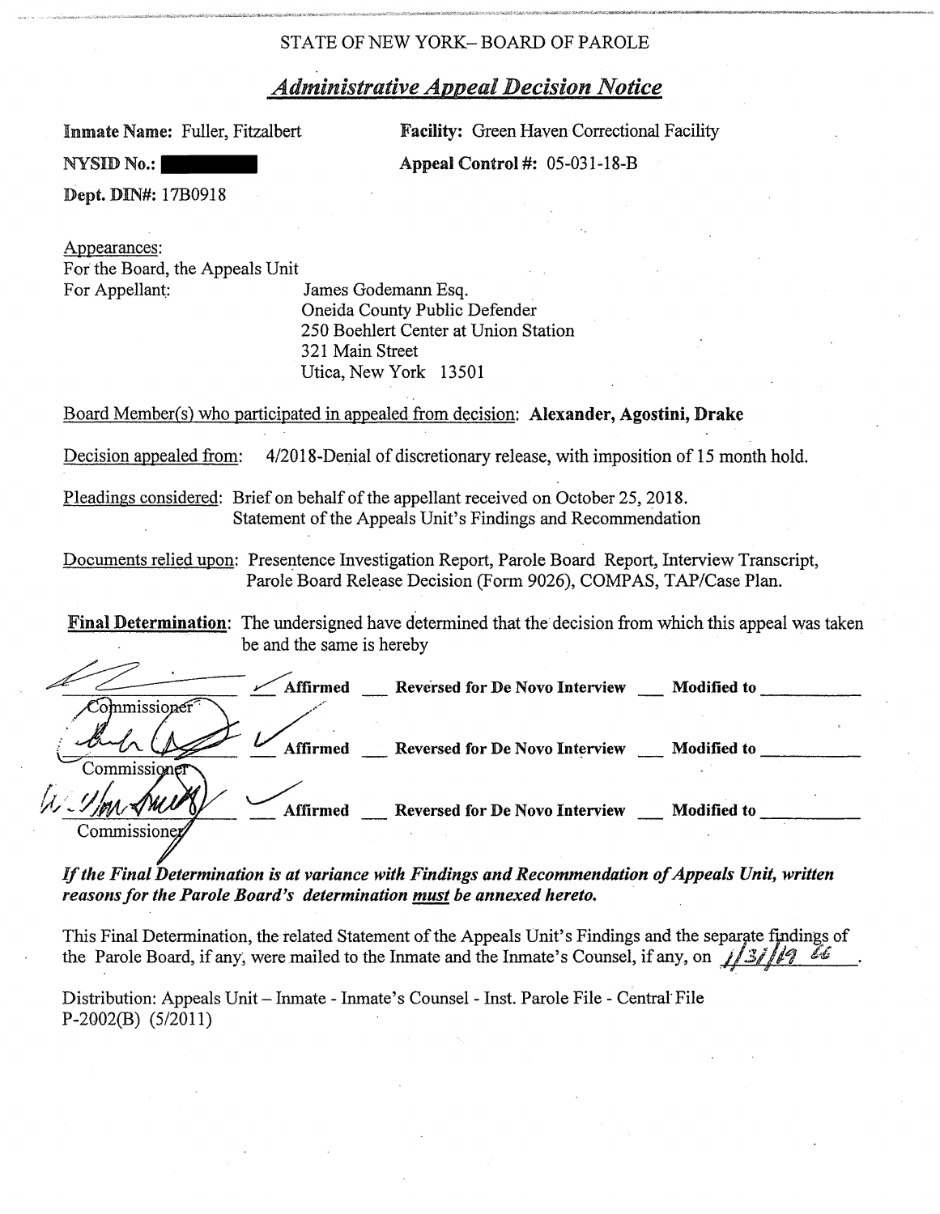STATE OF NEW YORK– BOARD OF PAROLE

## *Administrative Appeal Decision Notice*

**Inmate Name:** Fuller, Fitzalbert

**Facility:** Green Haven Correctional Facility

**NYSID No.:** [REDACTED]

**Appeal Control #:** 05-031-18-B

**Dept. DIN#:** 17B0918

Appearances:
For the Board, the Appeals Unit
For Appellant: James Godemann Esq.
Oneida County Public Defender
250 Boehlert Center at Union Station
321 Main Street
Utica, New York 13501

Board Member(s) who participated in appealed from decision: **Alexander, Agostini, Drake**

Decision appealed from: 4/2018-Denial of discretionary release, with imposition of 15 month hold.

Pleadings considered: Brief on behalf of the appellant received on October 25, 2018.
Statement of the Appeals Unit's Findings and Recommendation

Documents relied upon: Presentence Investigation Report, Parole Board Report, Interview Transcript, Parole Board Release Decision (Form 9026), COMPAS, TAP/Case Plan.

**Final Determination**: The undersigned have determined that the decision from which this appeal was taken be and the same is hereby

| | | | |
|---|---|---|---|
| [signature] Commissioner | ✓ **Affirmed** | ___ **Reversed for De Novo Interview** | ___ **Modified to** ________ |
| [signature] Commissioner | ✓ **Affirmed** | ___ **Reversed for De Novo Interview** | ___ **Modified to** ________ |
| [signature] Commissioner | ✓ **Affirmed** | ___ **Reversed for De Novo Interview** | ___ **Modified to** ________ |

***If the Final Determination is at variance with Findings and Recommendation of Appeals Unit, written reasons for the Parole Board's determination must be annexed hereto.***

This Final Determination, the related Statement of the Appeals Unit's Findings and the separate findings of the Parole Board, if any, were mailed to the Inmate and the Inmate's Counsel, if any, on 1/31/19 *LG*.

Distribution: Appeals Unit – Inmate - Inmate's Counsel - Inst. Parole File - Central File
P-2002(B) (5/2011)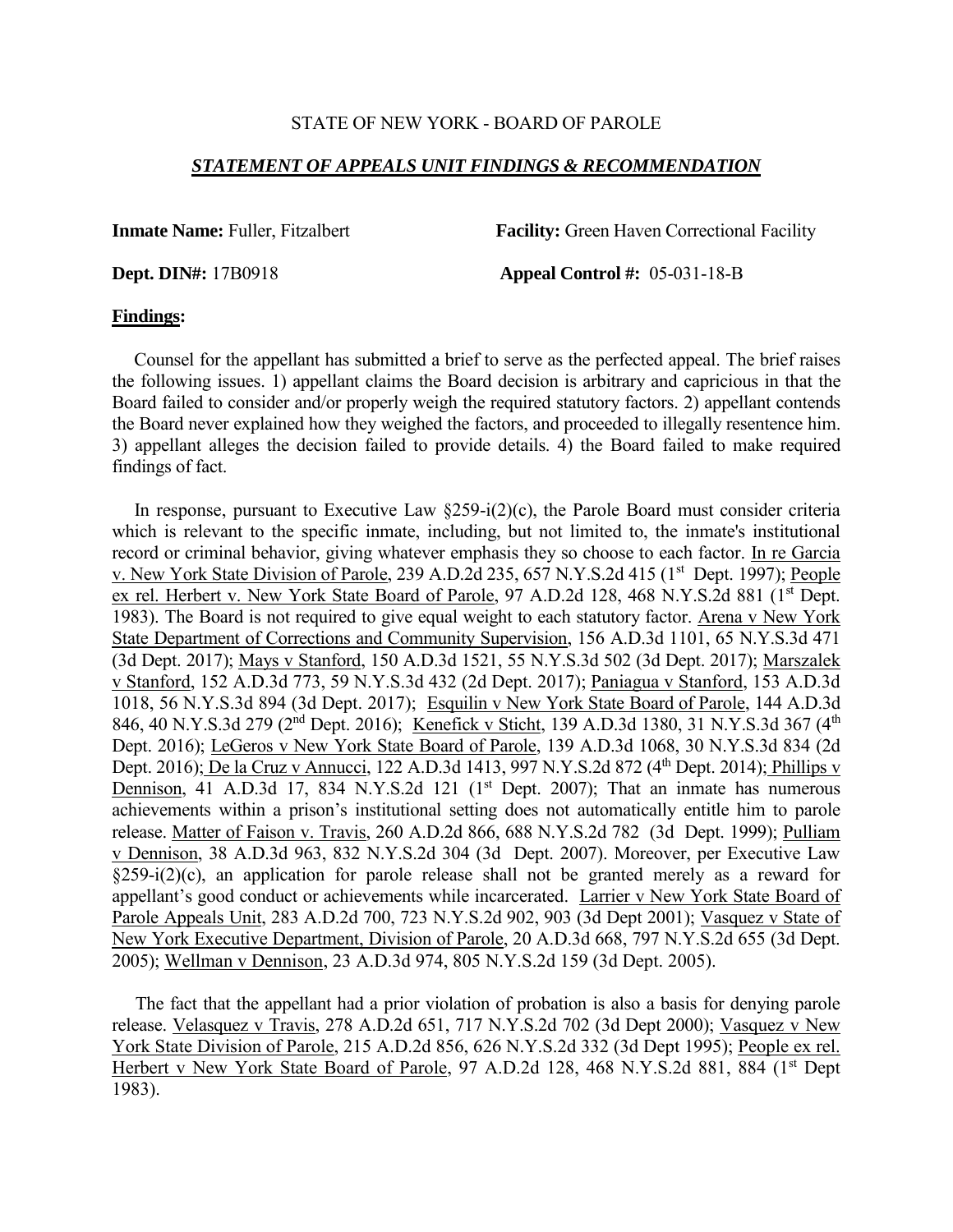STATE OF NEW YORK - BOARD OF PAROLE

***STATEMENT OF APPEALS UNIT FINDINGS & RECOMMENDATION***

**Inmate Name:** Fuller, Fitzalbert **Facility:** Green Haven Correctional Facility

**Dept. DIN#:** 17B0918 **Appeal Control #:** 05-031-18-B

**Findings:**

Counsel for the appellant has submitted a brief to serve as the perfected appeal. The brief raises the following issues. 1) appellant claims the Board decision is arbitrary and capricious in that the Board failed to consider and/or properly weigh the required statutory factors. 2) appellant contends the Board never explained how they weighed the factors, and proceeded to illegally resentence him. 3) appellant alleges the decision failed to provide details. 4) the Board failed to make required findings of fact.

In response, pursuant to Executive Law §259-i(2)(c), the Parole Board must consider criteria which is relevant to the specific inmate, including, but not limited to, the inmate's institutional record or criminal behavior, giving whatever emphasis they so choose to each factor. In re Garcia v. New York State Division of Parole, 239 A.D.2d 235, 657 N.Y.S.2d 415 (1st Dept. 1997); People ex rel. Herbert v. New York State Board of Parole, 97 A.D.2d 128, 468 N.Y.S.2d 881 (1st Dept. 1983). The Board is not required to give equal weight to each statutory factor. Arena v New York State Department of Corrections and Community Supervision, 156 A.D.3d 1101, 65 N.Y.S.3d 471 (3d Dept. 2017); Mays v Stanford, 150 A.D.3d 1521, 55 N.Y.S.3d 502 (3d Dept. 2017); Marszalek v Stanford, 152 A.D.3d 773, 59 N.Y.S.3d 432 (2d Dept. 2017); Paniagua v Stanford, 153 A.D.3d 1018, 56 N.Y.S.3d 894 (3d Dept. 2017); Esquilin v New York State Board of Parole, 144 A.D.3d 846, 40 N.Y.S.3d 279 (2nd Dept. 2016); Kenefick v Sticht, 139 A.D.3d 1380, 31 N.Y.S.3d 367 (4th Dept. 2016); LeGeros v New York State Board of Parole, 139 A.D.3d 1068, 30 N.Y.S.3d 834 (2d Dept. 2016); De la Cruz v Annucci, 122 A.D.3d 1413, 997 N.Y.S.2d 872 (4th Dept. 2014); Phillips v Dennison, 41 A.D.3d 17, 834 N.Y.S.2d 121 (1st Dept. 2007); That an inmate has numerous achievements within a prison's institutional setting does not automatically entitle him to parole release. Matter of Faison v. Travis, 260 A.D.2d 866, 688 N.Y.S.2d 782 (3d Dept. 1999); Pulliam v Dennison, 38 A.D.3d 963, 832 N.Y.S.2d 304 (3d Dept. 2007). Moreover, per Executive Law §259-i(2)(c), an application for parole release shall not be granted merely as a reward for appellant's good conduct or achievements while incarcerated. Larrier v New York State Board of Parole Appeals Unit, 283 A.D.2d 700, 723 N.Y.S.2d 902, 903 (3d Dept 2001); Vasquez v State of New York Executive Department, Division of Parole, 20 A.D.3d 668, 797 N.Y.S.2d 655 (3d Dept. 2005); Wellman v Dennison, 23 A.D.3d 974, 805 N.Y.S.2d 159 (3d Dept. 2005).

The fact that the appellant had a prior violation of probation is also a basis for denying parole release. Velasquez v Travis, 278 A.D.2d 651, 717 N.Y.S.2d 702 (3d Dept 2000); Vasquez v New York State Division of Parole, 215 A.D.2d 856, 626 N.Y.S.2d 332 (3d Dept 1995); People ex rel. Herbert v New York State Board of Parole, 97 A.D.2d 128, 468 N.Y.S.2d 881, 884 (1st Dept 1983).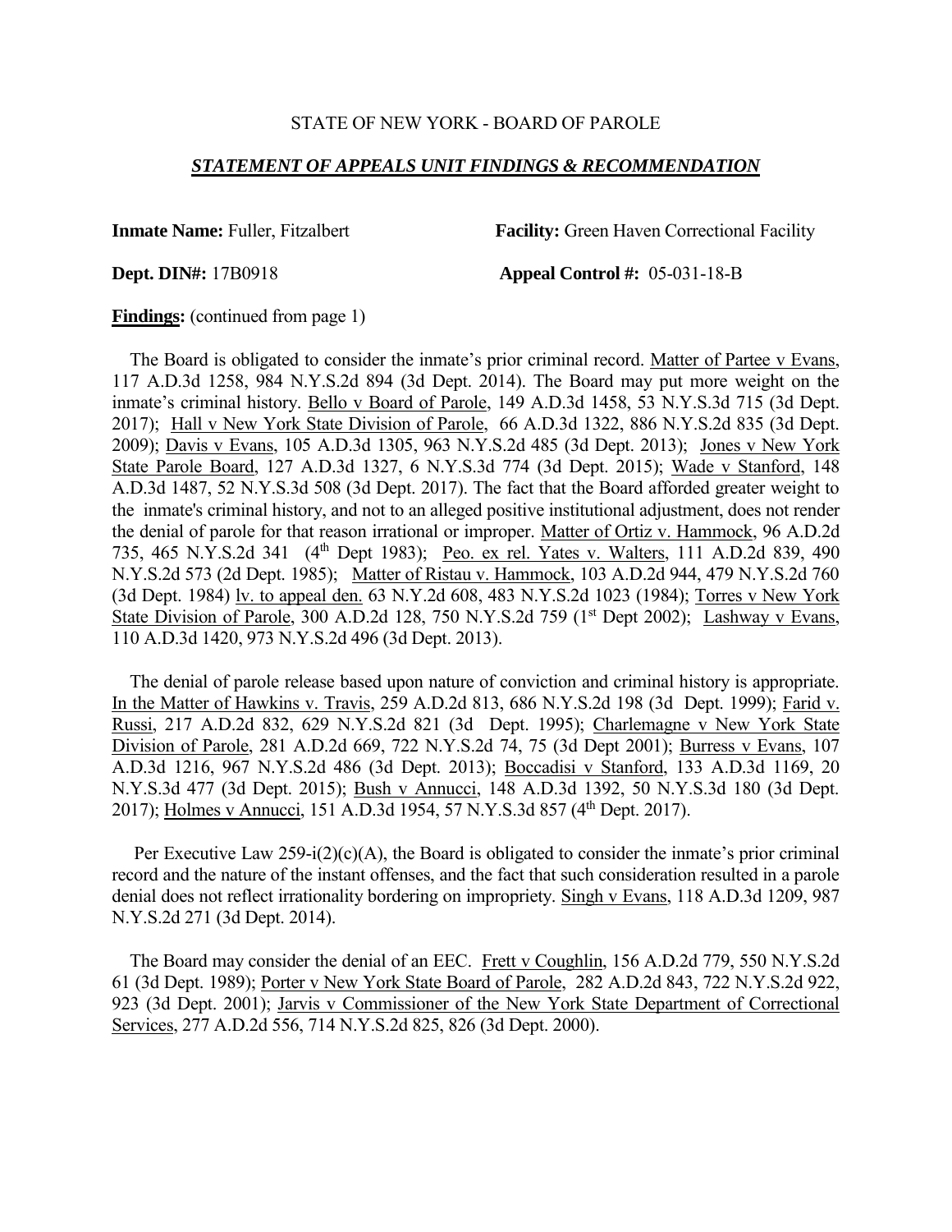STATE OF NEW YORK - BOARD OF PAROLE

***STATEMENT OF APPEALS UNIT FINDINGS & RECOMMENDATION***

**Inmate Name:** Fuller, Fitzalbert **Facility:** Green Haven Correctional Facility

**Dept. DIN#:** 17B0918 **Appeal Control #:** 05-031-18-B

**Findings:** (continued from page 1)

The Board is obligated to consider the inmate's prior criminal record. Matter of Partee v Evans, 117 A.D.3d 1258, 984 N.Y.S.2d 894 (3d Dept. 2014). The Board may put more weight on the inmate's criminal history. Bello v Board of Parole, 149 A.D.3d 1458, 53 N.Y.S.3d 715 (3d Dept. 2017); Hall v New York State Division of Parole, 66 A.D.3d 1322, 886 N.Y.S.2d 835 (3d Dept. 2009); Davis v Evans, 105 A.D.3d 1305, 963 N.Y.S.2d 485 (3d Dept. 2013); Jones v New York State Parole Board, 127 A.D.3d 1327, 6 N.Y.S.3d 774 (3d Dept. 2015); Wade v Stanford, 148 A.D.3d 1487, 52 N.Y.S.3d 508 (3d Dept. 2017). The fact that the Board afforded greater weight to the inmate's criminal history, and not to an alleged positive institutional adjustment, does not render the denial of parole for that reason irrational or improper. Matter of Ortiz v. Hammock, 96 A.D.2d 735, 465 N.Y.S.2d 341 (4th Dept 1983); Peo. ex rel. Yates v. Walters, 111 A.D.2d 839, 490 N.Y.S.2d 573 (2d Dept. 1985); Matter of Ristau v. Hammock, 103 A.D.2d 944, 479 N.Y.S.2d 760 (3d Dept. 1984) lv. to appeal den. 63 N.Y.2d 608, 483 N.Y.S.2d 1023 (1984); Torres v New York State Division of Parole, 300 A.D.2d 128, 750 N.Y.S.2d 759 (1st Dept 2002); Lashway v Evans, 110 A.D.3d 1420, 973 N.Y.S.2d 496 (3d Dept. 2013).

The denial of parole release based upon nature of conviction and criminal history is appropriate. In the Matter of Hawkins v. Travis, 259 A.D.2d 813, 686 N.Y.S.2d 198 (3d Dept. 1999); Farid v. Russi, 217 A.D.2d 832, 629 N.Y.S.2d 821 (3d Dept. 1995); Charlemagne v New York State Division of Parole, 281 A.D.2d 669, 722 N.Y.S.2d 74, 75 (3d Dept 2001); Burress v Evans, 107 A.D.3d 1216, 967 N.Y.S.2d 486 (3d Dept. 2013); Boccadisi v Stanford, 133 A.D.3d 1169, 20 N.Y.S.3d 477 (3d Dept. 2015); Bush v Annucci, 148 A.D.3d 1392, 50 N.Y.S.3d 180 (3d Dept. 2017); Holmes v Annucci, 151 A.D.3d 1954, 57 N.Y.S.3d 857 (4th Dept. 2017).

Per Executive Law 259-i(2)(c)(A), the Board is obligated to consider the inmate's prior criminal record and the nature of the instant offenses, and the fact that such consideration resulted in a parole denial does not reflect irrationality bordering on impropriety. Singh v Evans, 118 A.D.3d 1209, 987 N.Y.S.2d 271 (3d Dept. 2014).

The Board may consider the denial of an EEC. Frett v Coughlin, 156 A.D.2d 779, 550 N.Y.S.2d 61 (3d Dept. 1989); Porter v New York State Board of Parole, 282 A.D.2d 843, 722 N.Y.S.2d 922, 923 (3d Dept. 2001); Jarvis v Commissioner of the New York State Department of Correctional Services, 277 A.D.2d 556, 714 N.Y.S.2d 825, 826 (3d Dept. 2000).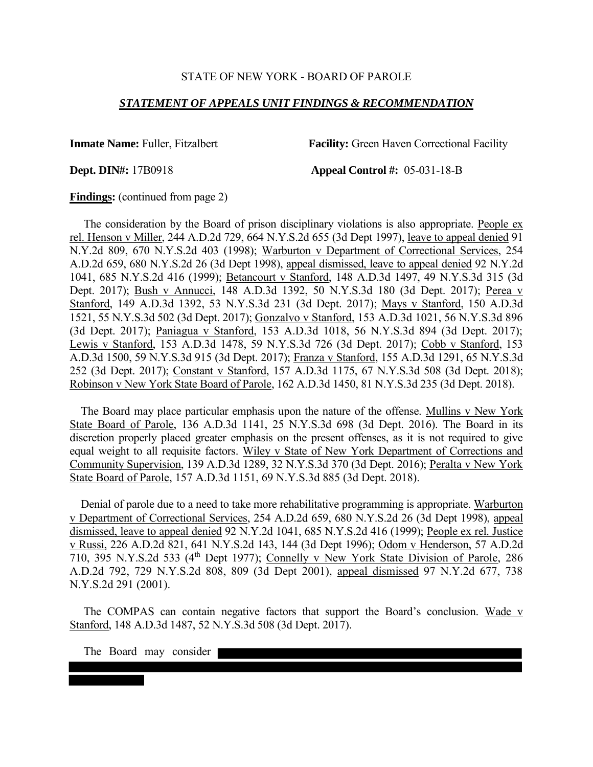STATE OF NEW YORK - BOARD OF PAROLE

***STATEMENT OF APPEALS UNIT FINDINGS & RECOMMENDATION***

**Inmate Name:** Fuller, Fitzalbert **Facility:** Green Haven Correctional Facility

**Dept. DIN#:** 17B0918 **Appeal Control #:** 05-031-18-B

**Findings:** (continued from page 2)

The consideration by the Board of prison disciplinary violations is also appropriate. People ex rel. Henson v Miller, 244 A.D.2d 729, 664 N.Y.S.2d 655 (3d Dept 1997), leave to appeal denied 91 N.Y.2d 809, 670 N.Y.S.2d 403 (1998); Warburton v Department of Correctional Services, 254 A.D.2d 659, 680 N.Y.S.2d 26 (3d Dept 1998), appeal dismissed, leave to appeal denied 92 N.Y.2d 1041, 685 N.Y.S.2d 416 (1999); Betancourt v Stanford, 148 A.D.3d 1497, 49 N.Y.S.3d 315 (3d Dept. 2017); Bush v Annucci, 148 A.D.3d 1392, 50 N.Y.S.3d 180 (3d Dept. 2017); Perea v Stanford, 149 A.D.3d 1392, 53 N.Y.S.3d 231 (3d Dept. 2017); Mays v Stanford, 150 A.D.3d 1521, 55 N.Y.S.3d 502 (3d Dept. 2017); Gonzalvo v Stanford, 153 A.D.3d 1021, 56 N.Y.S.3d 896 (3d Dept. 2017); Paniagua v Stanford, 153 A.D.3d 1018, 56 N.Y.S.3d 894 (3d Dept. 2017); Lewis v Stanford, 153 A.D.3d 1478, 59 N.Y.S.3d 726 (3d Dept. 2017); Cobb v Stanford, 153 A.D.3d 1500, 59 N.Y.S.3d 915 (3d Dept. 2017); Franza v Stanford, 155 A.D.3d 1291, 65 N.Y.S.3d 252 (3d Dept. 2017); Constant v Stanford, 157 A.D.3d 1175, 67 N.Y.S.3d 508 (3d Dept. 2018); Robinson v New York State Board of Parole, 162 A.D.3d 1450, 81 N.Y.S.3d 235 (3d Dept. 2018).

The Board may place particular emphasis upon the nature of the offense. Mullins v New York State Board of Parole, 136 A.D.3d 1141, 25 N.Y.S.3d 698 (3d Dept. 2016). The Board in its discretion properly placed greater emphasis on the present offenses, as it is not required to give equal weight to all requisite factors. Wiley v State of New York Department of Corrections and Community Supervision, 139 A.D.3d 1289, 32 N.Y.S.3d 370 (3d Dept. 2016); Peralta v New York State Board of Parole, 157 A.D.3d 1151, 69 N.Y.S.3d 885 (3d Dept. 2018).

Denial of parole due to a need to take more rehabilitative programming is appropriate. Warburton v Department of Correctional Services, 254 A.D.2d 659, 680 N.Y.S.2d 26 (3d Dept 1998), appeal dismissed, leave to appeal denied 92 N.Y.2d 1041, 685 N.Y.S.2d 416 (1999); People ex rel. Justice v Russi, 226 A.D.2d 821, 641 N.Y.S.2d 143, 144 (3d Dept 1996); Odom v Henderson, 57 A.D.2d 710, 395 N.Y.S.2d 533 (4th Dept 1977); Connelly v New York State Division of Parole, 286 A.D.2d 792, 729 N.Y.S.2d 808, 809 (3d Dept 2001), appeal dismissed 97 N.Y.2d 677, 738 N.Y.S.2d 291 (2001).

The COMPAS can contain negative factors that support the Board's conclusion. Wade v Stanford, 148 A.D.3d 1487, 52 N.Y.S.3d 508 (3d Dept. 2017).

The Board may consider [REDACTED]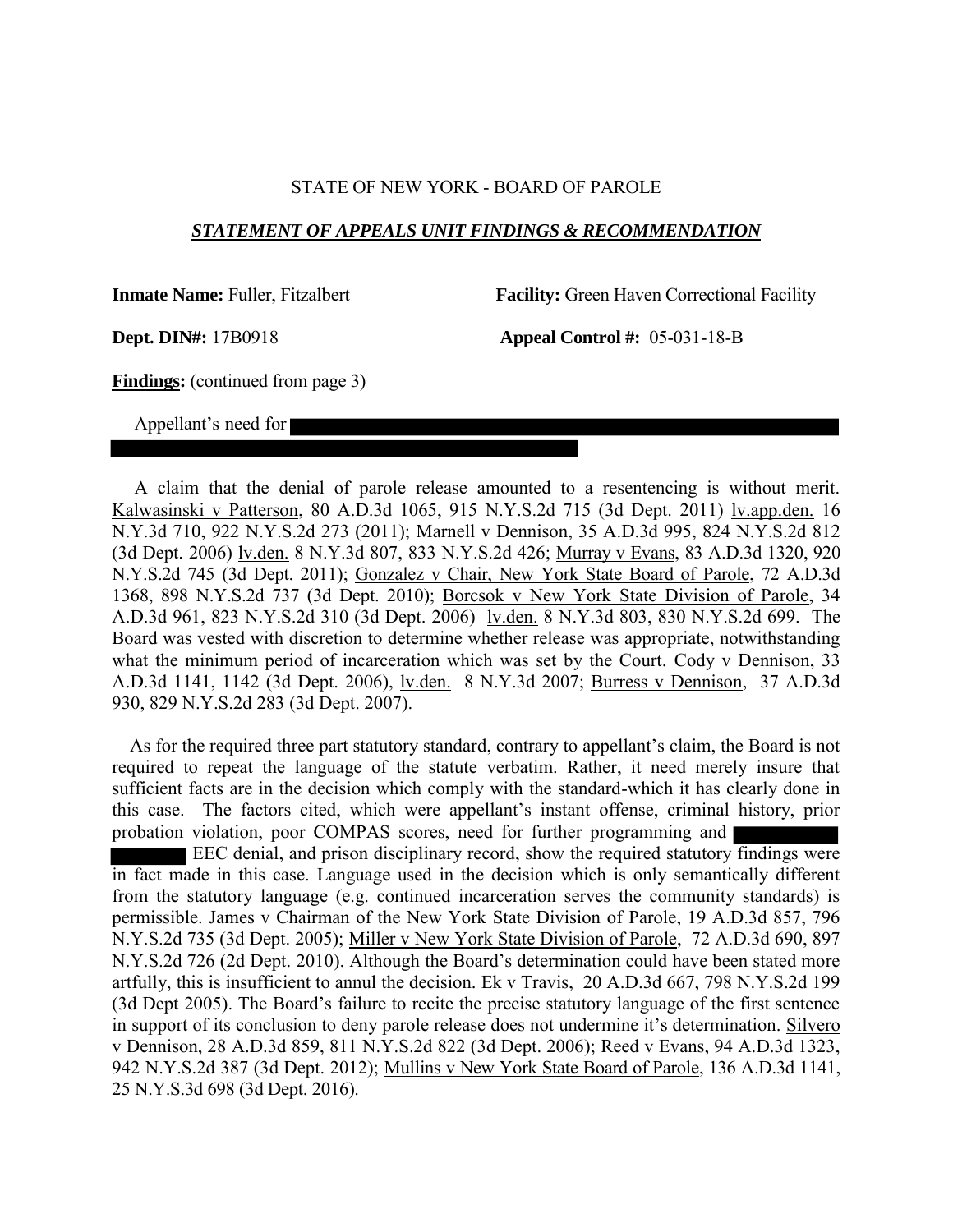STATE OF NEW YORK - BOARD OF PAROLE

***STATEMENT OF APPEALS UNIT FINDINGS & RECOMMENDATION***

**Inmate Name:** Fuller, Fitzalbert **Facility:** Green Haven Correctional Facility

**Dept. DIN#:** 17B0918 **Appeal Control #:** 05-031-18-B

**Findings:** (continued from page 3)

Appellant's need for [REDACTED]

A claim that the denial of parole release amounted to a resentencing is without merit. Kalwasinski v Patterson, 80 A.D.3d 1065, 915 N.Y.S.2d 715 (3d Dept. 2011) lv.app.den. 16 N.Y.3d 710, 922 N.Y.S.2d 273 (2011); Marnell v Dennison, 35 A.D.3d 995, 824 N.Y.S.2d 812 (3d Dept. 2006) lv.den. 8 N.Y.3d 807, 833 N.Y.S.2d 426; Murray v Evans, 83 A.D.3d 1320, 920 N.Y.S.2d 745 (3d Dept. 2011); Gonzalez v Chair, New York State Board of Parole, 72 A.D.3d 1368, 898 N.Y.S.2d 737 (3d Dept. 2010); Borcsok v New York State Division of Parole, 34 A.D.3d 961, 823 N.Y.S.2d 310 (3d Dept. 2006) lv.den. 8 N.Y.3d 803, 830 N.Y.S.2d 699. The Board was vested with discretion to determine whether release was appropriate, notwithstanding what the minimum period of incarceration which was set by the Court. Cody v Dennison, 33 A.D.3d 1141, 1142 (3d Dept. 2006), lv.den. 8 N.Y.3d 2007; Burress v Dennison, 37 A.D.3d 930, 829 N.Y.S.2d 283 (3d Dept. 2007).

As for the required three part statutory standard, contrary to appellant's claim, the Board is not required to repeat the language of the statute verbatim. Rather, it need merely insure that sufficient facts are in the decision which comply with the standard-which it has clearly done in this case. The factors cited, which were appellant's instant offense, criminal history, prior probation violation, poor COMPAS scores, need for further programming and [REDACTED] EEC denial, and prison disciplinary record, show the required statutory findings were in fact made in this case. Language used in the decision which is only semantically different from the statutory language (e.g. continued incarceration serves the community standards) is permissible. James v Chairman of the New York State Division of Parole, 19 A.D.3d 857, 796 N.Y.S.2d 735 (3d Dept. 2005); Miller v New York State Division of Parole, 72 A.D.3d 690, 897 N.Y.S.2d 726 (2d Dept. 2010). Although the Board's determination could have been stated more artfully, this is insufficient to annul the decision. Ek v Travis, 20 A.D.3d 667, 798 N.Y.S.2d 199 (3d Dept 2005). The Board's failure to recite the precise statutory language of the first sentence in support of its conclusion to deny parole release does not undermine it's determination. Silvero v Dennison, 28 A.D.3d 859, 811 N.Y.S.2d 822 (3d Dept. 2006); Reed v Evans, 94 A.D.3d 1323, 942 N.Y.S.2d 387 (3d Dept. 2012); Mullins v New York State Board of Parole, 136 A.D.3d 1141, 25 N.Y.S.3d 698 (3d Dept. 2016).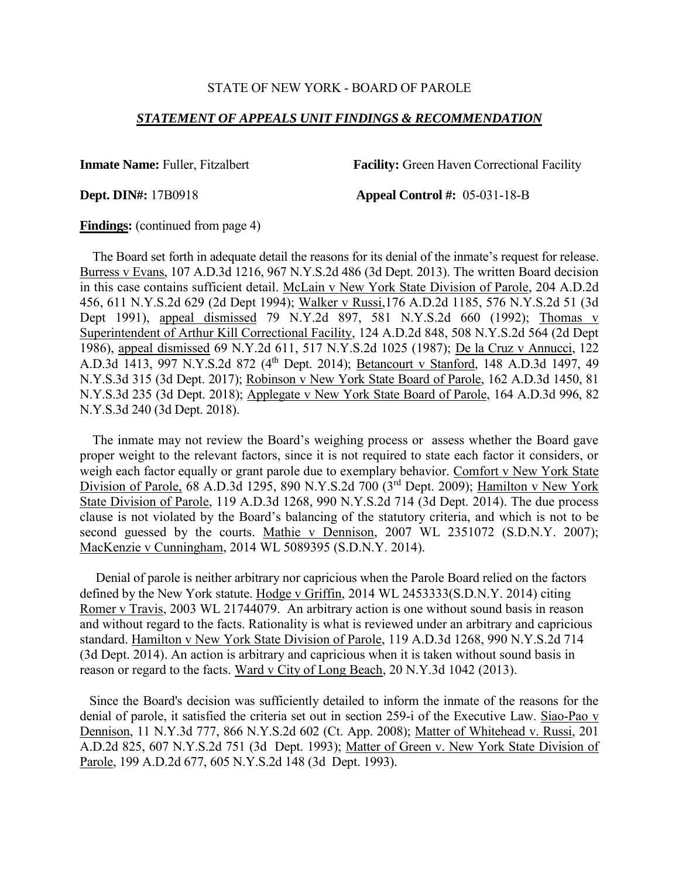STATE OF NEW YORK - BOARD OF PAROLE

***STATEMENT OF APPEALS UNIT FINDINGS & RECOMMENDATION***

**Inmate Name:** Fuller, Fitzalbert **Facility:** Green Haven Correctional Facility

**Dept. DIN#:** 17B0918 **Appeal Control #:** 05-031-18-B

**Findings:** (continued from page 4)

The Board set forth in adequate detail the reasons for its denial of the inmate's request for release. Burress v Evans, 107 A.D.3d 1216, 967 N.Y.S.2d 486 (3d Dept. 2013). The written Board decision in this case contains sufficient detail. McLain v New York State Division of Parole, 204 A.D.2d 456, 611 N.Y.S.2d 629 (2d Dept 1994); Walker v Russi, 176 A.D.2d 1185, 576 N.Y.S.2d 51 (3d Dept 1991), appeal dismissed 79 N.Y.2d 897, 581 N.Y.S.2d 660 (1992); Thomas v Superintendent of Arthur Kill Correctional Facility, 124 A.D.2d 848, 508 N.Y.S.2d 564 (2d Dept 1986), appeal dismissed 69 N.Y.2d 611, 517 N.Y.S.2d 1025 (1987); De la Cruz v Annucci, 122 A.D.3d 1413, 997 N.Y.S.2d 872 (4th Dept. 2014); Betancourt v Stanford, 148 A.D.3d 1497, 49 N.Y.S.3d 315 (3d Dept. 2017); Robinson v New York State Board of Parole, 162 A.D.3d 1450, 81 N.Y.S.3d 235 (3d Dept. 2018); Applegate v New York State Board of Parole, 164 A.D.3d 996, 82 N.Y.S.3d 240 (3d Dept. 2018).

The inmate may not review the Board's weighing process or assess whether the Board gave proper weight to the relevant factors, since it is not required to state each factor it considers, or weigh each factor equally or grant parole due to exemplary behavior. Comfort v New York State Division of Parole, 68 A.D.3d 1295, 890 N.Y.S.2d 700 (3rd Dept. 2009); Hamilton v New York State Division of Parole, 119 A.D.3d 1268, 990 N.Y.S.2d 714 (3d Dept. 2014). The due process clause is not violated by the Board's balancing of the statutory criteria, and which is not to be second guessed by the courts. Mathie v Dennison, 2007 WL 2351072 (S.D.N.Y. 2007); MacKenzie v Cunningham, 2014 WL 5089395 (S.D.N.Y. 2014).

Denial of parole is neither arbitrary nor capricious when the Parole Board relied on the factors defined by the New York statute. Hodge v Griffin, 2014 WL 2453333(S.D.N.Y. 2014) citing Romer v Travis, 2003 WL 21744079. An arbitrary action is one without sound basis in reason and without regard to the facts. Rationality is what is reviewed under an arbitrary and capricious standard. Hamilton v New York State Division of Parole, 119 A.D.3d 1268, 990 N.Y.S.2d 714 (3d Dept. 2014). An action is arbitrary and capricious when it is taken without sound basis in reason or regard to the facts. Ward v City of Long Beach, 20 N.Y.3d 1042 (2013).

Since the Board's decision was sufficiently detailed to inform the inmate of the reasons for the denial of parole, it satisfied the criteria set out in section 259-i of the Executive Law. Siao-Pao v Dennison, 11 N.Y.3d 777, 866 N.Y.S.2d 602 (Ct. App. 2008); Matter of Whitehead v. Russi, 201 A.D.2d 825, 607 N.Y.S.2d 751 (3d Dept. 1993); Matter of Green v. New York State Division of Parole, 199 A.D.2d 677, 605 N.Y.S.2d 148 (3d Dept. 1993).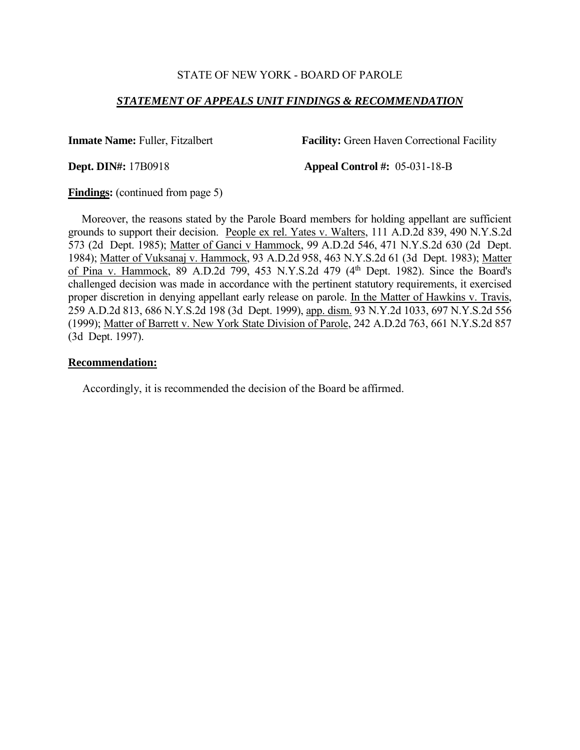STATE OF NEW YORK - BOARD OF PAROLE

## ***STATEMENT OF APPEALS UNIT FINDINGS & RECOMMENDATION***

**Inmate Name:** Fuller, Fitzalbert **Facility:** Green Haven Correctional Facility

**Dept. DIN#:** 17B0918 **Appeal Control #:** 05-031-18-B

**Findings:** (continued from page 5)

Moreover, the reasons stated by the Parole Board members for holding appellant are sufficient grounds to support their decision. People ex rel. Yates v. Walters, 111 A.D.2d 839, 490 N.Y.S.2d 573 (2d Dept. 1985); Matter of Ganci v Hammock, 99 A.D.2d 546, 471 N.Y.S.2d 630 (2d Dept. 1984); Matter of Vuksanaj v. Hammock, 93 A.D.2d 958, 463 N.Y.S.2d 61 (3d Dept. 1983); Matter of Pina v. Hammock, 89 A.D.2d 799, 453 N.Y.S.2d 479 (4th Dept. 1982). Since the Board's challenged decision was made in accordance with the pertinent statutory requirements, it exercised proper discretion in denying appellant early release on parole. In the Matter of Hawkins v. Travis, 259 A.D.2d 813, 686 N.Y.S.2d 198 (3d Dept. 1999), app. dism. 93 N.Y.2d 1033, 697 N.Y.S.2d 556 (1999); Matter of Barrett v. New York State Division of Parole, 242 A.D.2d 763, 661 N.Y.S.2d 857 (3d Dept. 1997).

**Recommendation:**

Accordingly, it is recommended the decision of the Board be affirmed.